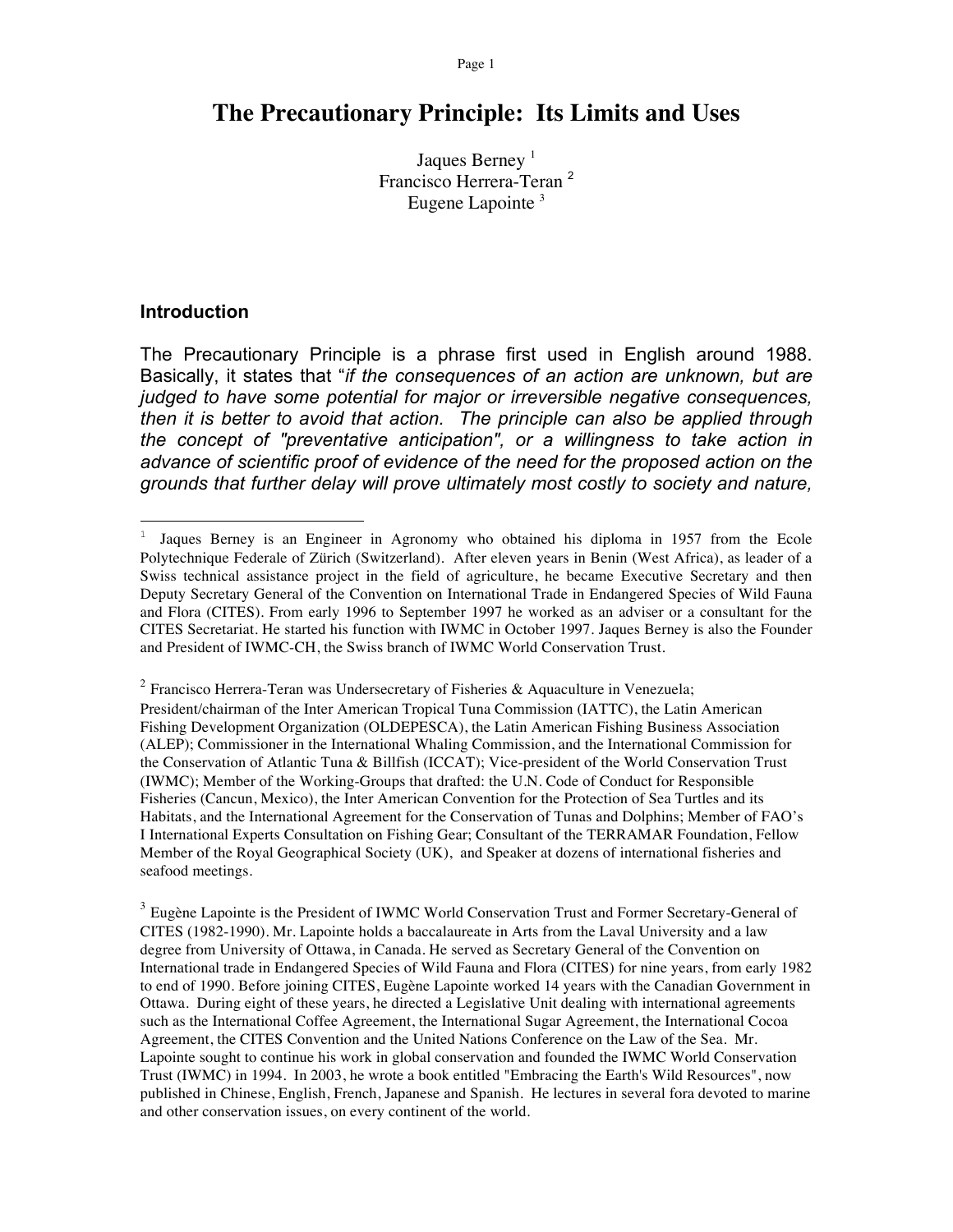# The Precautionary Principle: Its Limits and Uses

Jaques Berney [1]
Francisco Herrera-Teran [2]
Eugene Lapointe [3]

## Introduction

The Precautionary Principle is a phrase first used in English around 1988. Basically, it states that "*if the consequences of an action are unknown, but are judged to have some potential for major or irreversible negative consequences, then it is better to avoid that action. The principle can also be applied through the concept of "preventative anticipation", or a willingness to take action in advance of scientific proof of evidence of the need for the proposed action on the grounds that further delay will prove ultimately most costly to society and nature,*

---

[1] Jaques Berney is an Engineer in Agronomy who obtained his diploma in 1957 from the Ecole Polytechnique Federale of Zürich (Switzerland). After eleven years in Benin (West Africa), as leader of a Swiss technical assistance project in the field of agriculture, he became Executive Secretary and then Deputy Secretary General of the Convention on International Trade in Endangered Species of Wild Fauna and Flora (CITES). From early 1996 to September 1997 he worked as an adviser or a consultant for the CITES Secretariat. He started his function with IWMC in October 1997. Jaques Berney is also the Founder and President of IWMC-CH, the Swiss branch of IWMC World Conservation Trust.

[2] Francisco Herrera-Teran was Undersecretary of Fisheries & Aquaculture in Venezuela; President/chairman of the Inter American Tropical Tuna Commission (IATTC), the Latin American Fishing Development Organization (OLDEPESCA), the Latin American Fishing Business Association (ALEP); Commissioner in the International Whaling Commission, and the International Commission for the Conservation of Atlantic Tuna & Billfish (ICCAT); Vice-president of the World Conservation Trust (IWMC); Member of the Working-Groups that drafted: the U.N. Code of Conduct for Responsible Fisheries (Cancun, Mexico), the Inter American Convention for the Protection of Sea Turtles and its Habitats, and the International Agreement for the Conservation of Tunas and Dolphins; Member of FAO's I International Experts Consultation on Fishing Gear; Consultant of the TERRAMAR Foundation, Fellow Member of the Royal Geographical Society (UK), and Speaker at dozens of international fisheries and seafood meetings.

[3] Eugène Lapointe is the President of IWMC World Conservation Trust and Former Secretary-General of CITES (1982-1990). Mr. Lapointe holds a baccalaureate in Arts from the Laval University and a law degree from University of Ottawa, in Canada. He served as Secretary General of the Convention on International trade in Endangered Species of Wild Fauna and Flora (CITES) for nine years, from early 1982 to end of 1990. Before joining CITES, Eugène Lapointe worked 14 years with the Canadian Government in Ottawa. During eight of these years, he directed a Legislative Unit dealing with international agreements such as the International Coffee Agreement, the International Sugar Agreement, the International Cocoa Agreement, the CITES Convention and the United Nations Conference on the Law of the Sea. Mr. Lapointe sought to continue his work in global conservation and founded the IWMC World Conservation Trust (IWMC) in 1994. In 2003, he wrote a book entitled "Embracing the Earth's Wild Resources", now published in Chinese, English, French, Japanese and Spanish. He lectures in several fora devoted to marine and other conservation issues, on every continent of the world.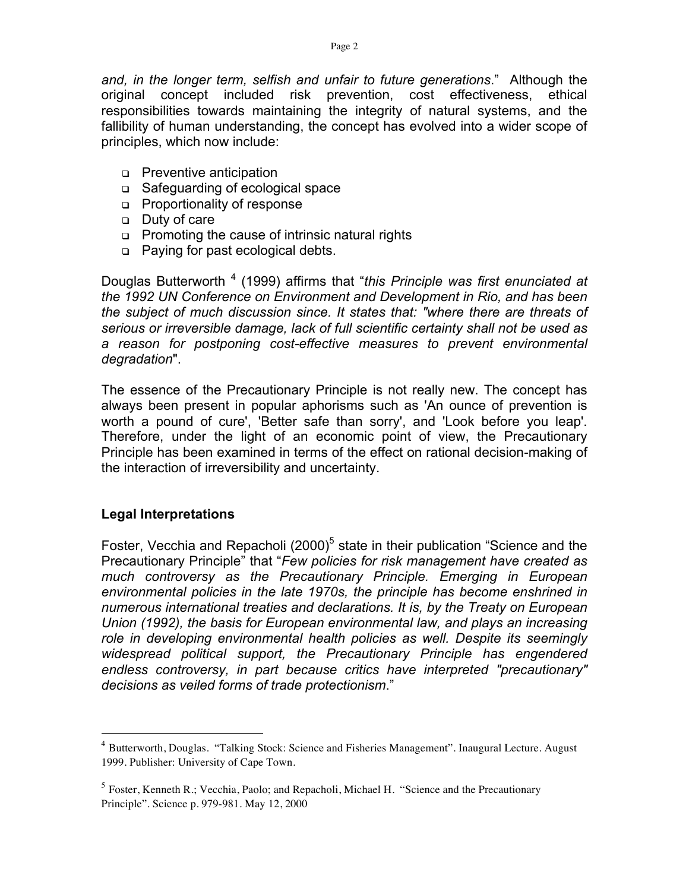*and, in the longer term, selfish and unfair to future generations*." Although the original concept included risk prevention, cost effectiveness, ethical responsibilities towards maintaining the integrity of natural systems, and the fallibility of human understanding, the concept has evolved into a wider scope of principles, which now include:

- Preventive anticipation
- Safeguarding of ecological space
- Proportionality of response
- Duty of care
- Promoting the cause of intrinsic natural rights
- Paying for past ecological debts.

Douglas Butterworth [4] (1999) affirms that "*this Principle was first enunciated at the 1992 UN Conference on Environment and Development in Rio, and has been the subject of much discussion since. It states that: "where there are threats of serious or irreversible damage, lack of full scientific certainty shall not be used as a reason for postponing cost-effective measures to prevent environmental degradation*".

The essence of the Precautionary Principle is not really new. The concept has always been present in popular aphorisms such as 'An ounce of prevention is worth a pound of cure', 'Better safe than sorry', and 'Look before you leap'. Therefore, under the light of an economic point of view, the Precautionary Principle has been examined in terms of the effect on rational decision-making of the interaction of irreversibility and uncertainty.

## Legal Interpretations

Foster, Vecchia and Repacholi (2000)[5] state in their publication "Science and the Precautionary Principle" that "*Few policies for risk management have created as much controversy as the Precautionary Principle. Emerging in European environmental policies in the late 1970s, the principle has become enshrined in numerous international treaties and declarations. It is, by the Treaty on European Union (1992), the basis for European environmental law, and plays an increasing role in developing environmental health policies as well. Despite its seemingly widespread political support, the Precautionary Principle has engendered endless controversy, in part because critics have interpreted "precautionary" decisions as veiled forms of trade protectionism*."

---

[4] Butterworth, Douglas. "Talking Stock: Science and Fisheries Management". Inaugural Lecture. August 1999. Publisher: University of Cape Town.

[5] Foster, Kenneth R.; Vecchia, Paolo; and Repacholi, Michael H. "Science and the Precautionary Principle". Science p. 979-981. May 12, 2000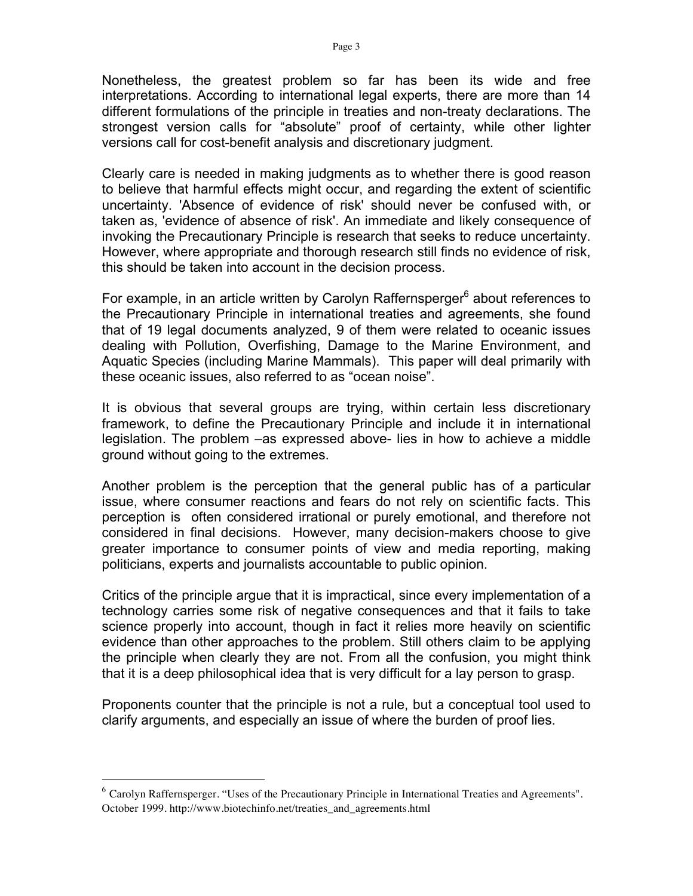Nonetheless, the greatest problem so far has been its wide and free interpretations. According to international legal experts, there are more than 14 different formulations of the principle in treaties and non-treaty declarations. The strongest version calls for "absolute" proof of certainty, while other lighter versions call for cost-benefit analysis and discretionary judgment.

Clearly care is needed in making judgments as to whether there is good reason to believe that harmful effects might occur, and regarding the extent of scientific uncertainty. 'Absence of evidence of risk' should never be confused with, or taken as, 'evidence of absence of risk'. An immediate and likely consequence of invoking the Precautionary Principle is research that seeks to reduce uncertainty. However, where appropriate and thorough research still finds no evidence of risk, this should be taken into account in the decision process.

For example, in an article written by Carolyn Raffernsperger[6] about references to the Precautionary Principle in international treaties and agreements, she found that of 19 legal documents analyzed, 9 of them were related to oceanic issues dealing with Pollution, Overfishing, Damage to the Marine Environment, and Aquatic Species (including Marine Mammals). This paper will deal primarily with these oceanic issues, also referred to as "ocean noise".

It is obvious that several groups are trying, within certain less discretionary framework, to define the Precautionary Principle and include it in international legislation. The problem –as expressed above- lies in how to achieve a middle ground without going to the extremes.

Another problem is the perception that the general public has of a particular issue, where consumer reactions and fears do not rely on scientific facts. This perception is often considered irrational or purely emotional, and therefore not considered in final decisions. However, many decision-makers choose to give greater importance to consumer points of view and media reporting, making politicians, experts and journalists accountable to public opinion.

Critics of the principle argue that it is impractical, since every implementation of a technology carries some risk of negative consequences and that it fails to take science properly into account, though in fact it relies more heavily on scientific evidence than other approaches to the problem. Still others claim to be applying the principle when clearly they are not. From all the confusion, you might think that it is a deep philosophical idea that is very difficult for a lay person to grasp.

Proponents counter that the principle is not a rule, but a conceptual tool used to clarify arguments, and especially an issue of where the burden of proof lies.

---

[6] Carolyn Raffernsperger. "Uses of the Precautionary Principle in International Treaties and Agreements". October 1999. http://www.biotechinfo.net/treaties_and_agreements.html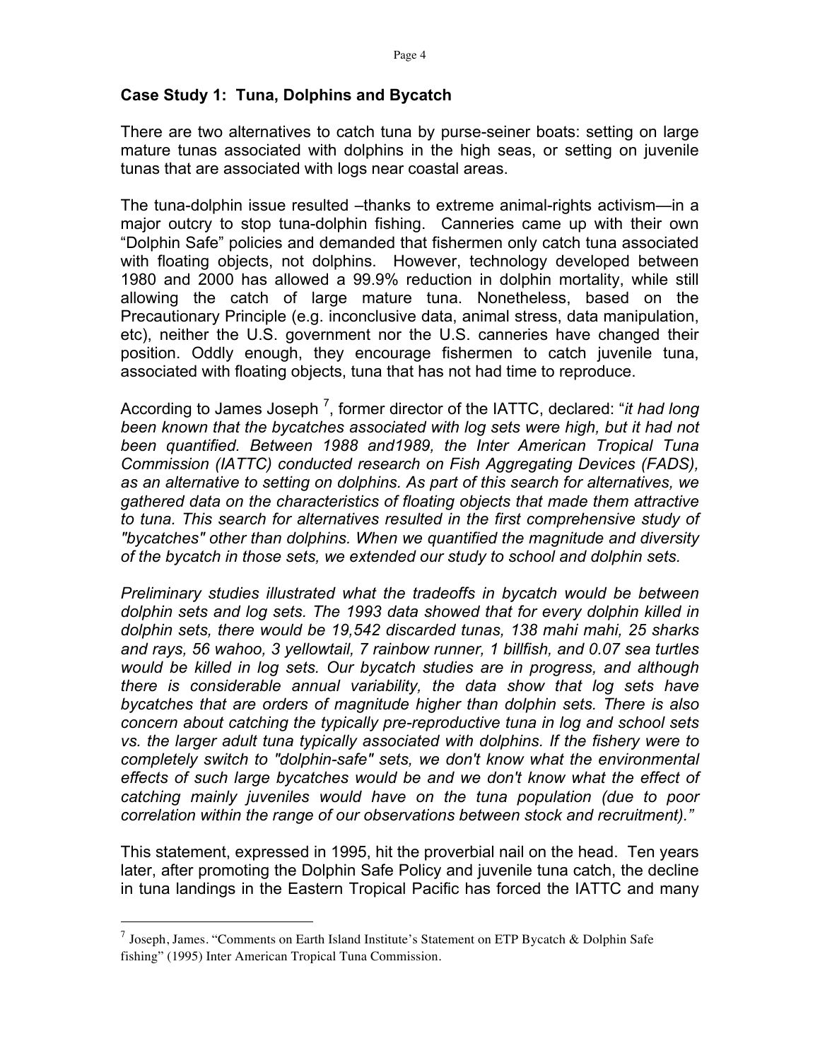## Case Study 1: Tuna, Dolphins and Bycatch

There are two alternatives to catch tuna by purse-seiner boats: setting on large mature tunas associated with dolphins in the high seas, or setting on juvenile tunas that are associated with logs near coastal areas.

The tuna-dolphin issue resulted –thanks to extreme animal-rights activism—in a major outcry to stop tuna-dolphin fishing. Canneries came up with their own "Dolphin Safe" policies and demanded that fishermen only catch tuna associated with floating objects, not dolphins. However, technology developed between 1980 and 2000 has allowed a 99.9% reduction in dolphin mortality, while still allowing the catch of large mature tuna. Nonetheless, based on the Precautionary Principle (e.g. inconclusive data, animal stress, data manipulation, etc), neither the U.S. government nor the U.S. canneries have changed their position. Oddly enough, they encourage fishermen to catch juvenile tuna, associated with floating objects, tuna that has not had time to reproduce.

According to James Joseph [7], former director of the IATTC, declared: "*it had long been known that the bycatches associated with log sets were high, but it had not been quantified. Between 1988 and1989, the Inter American Tropical Tuna Commission (IATTC) conducted research on Fish Aggregating Devices (FADS), as an alternative to setting on dolphins. As part of this search for alternatives, we gathered data on the characteristics of floating objects that made them attractive to tuna. This search for alternatives resulted in the first comprehensive study of "bycatches" other than dolphins. When we quantified the magnitude and diversity of the bycatch in those sets, we extended our study to school and dolphin sets.*

*Preliminary studies illustrated what the tradeoffs in bycatch would be between dolphin sets and log sets. The 1993 data showed that for every dolphin killed in dolphin sets, there would be 19,542 discarded tunas, 138 mahi mahi, 25 sharks and rays, 56 wahoo, 3 yellowtail, 7 rainbow runner, 1 billfish, and 0.07 sea turtles would be killed in log sets. Our bycatch studies are in progress, and although there is considerable annual variability, the data show that log sets have bycatches that are orders of magnitude higher than dolphin sets. There is also concern about catching the typically pre-reproductive tuna in log and school sets vs. the larger adult tuna typically associated with dolphins. If the fishery were to completely switch to "dolphin-safe" sets, we don't know what the environmental effects of such large bycatches would be and we don't know what the effect of catching mainly juveniles would have on the tuna population (due to poor correlation within the range of our observations between stock and recruitment).*"

This statement, expressed in 1995, hit the proverbial nail on the head. Ten years later, after promoting the Dolphin Safe Policy and juvenile tuna catch, the decline in tuna landings in the Eastern Tropical Pacific has forced the IATTC and many

---

[7] Joseph, James. "Comments on Earth Island Institute's Statement on ETP Bycatch & Dolphin Safe fishing" (1995) Inter American Tropical Tuna Commission.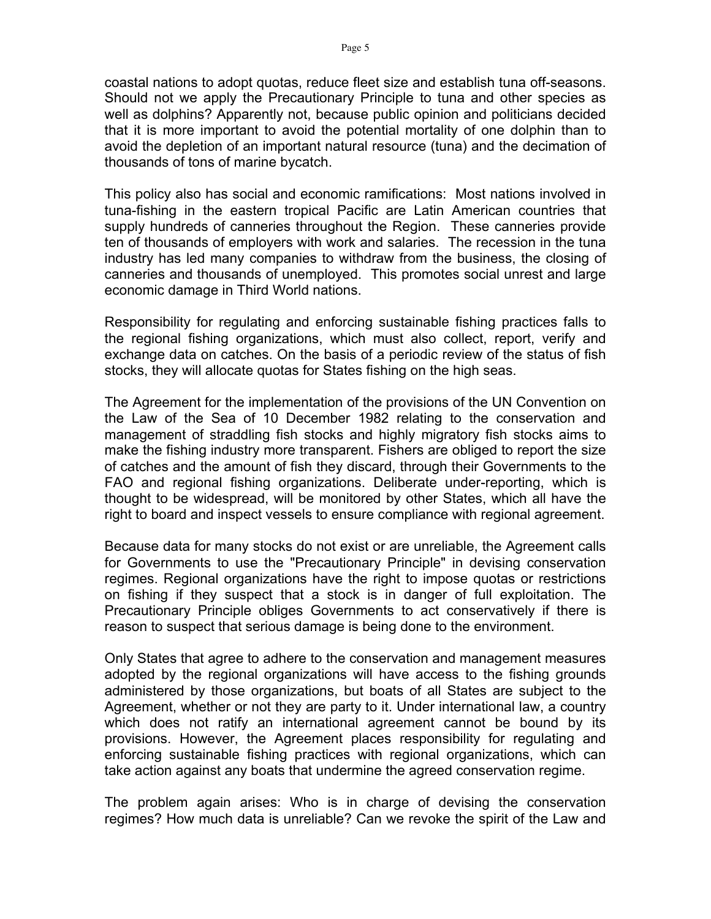coastal nations to adopt quotas, reduce fleet size and establish tuna off-seasons. Should not we apply the Precautionary Principle to tuna and other species as well as dolphins? Apparently not, because public opinion and politicians decided that it is more important to avoid the potential mortality of one dolphin than to avoid the depletion of an important natural resource (tuna) and the decimation of thousands of tons of marine bycatch.

This policy also has social and economic ramifications: Most nations involved in tuna-fishing in the eastern tropical Pacific are Latin American countries that supply hundreds of canneries throughout the Region. These canneries provide ten of thousands of employers with work and salaries. The recession in the tuna industry has led many companies to withdraw from the business, the closing of canneries and thousands of unemployed. This promotes social unrest and large economic damage in Third World nations.

Responsibility for regulating and enforcing sustainable fishing practices falls to the regional fishing organizations, which must also collect, report, verify and exchange data on catches. On the basis of a periodic review of the status of fish stocks, they will allocate quotas for States fishing on the high seas.

The Agreement for the implementation of the provisions of the UN Convention on the Law of the Sea of 10 December 1982 relating to the conservation and management of straddling fish stocks and highly migratory fish stocks aims to make the fishing industry more transparent. Fishers are obliged to report the size of catches and the amount of fish they discard, through their Governments to the FAO and regional fishing organizations. Deliberate under-reporting, which is thought to be widespread, will be monitored by other States, which all have the right to board and inspect vessels to ensure compliance with regional agreement.

Because data for many stocks do not exist or are unreliable, the Agreement calls for Governments to use the "Precautionary Principle" in devising conservation regimes. Regional organizations have the right to impose quotas or restrictions on fishing if they suspect that a stock is in danger of full exploitation. The Precautionary Principle obliges Governments to act conservatively if there is reason to suspect that serious damage is being done to the environment.

Only States that agree to adhere to the conservation and management measures adopted by the regional organizations will have access to the fishing grounds administered by those organizations, but boats of all States are subject to the Agreement, whether or not they are party to it. Under international law, a country which does not ratify an international agreement cannot be bound by its provisions. However, the Agreement places responsibility for regulating and enforcing sustainable fishing practices with regional organizations, which can take action against any boats that undermine the agreed conservation regime.

The problem again arises: Who is in charge of devising the conservation regimes? How much data is unreliable? Can we revoke the spirit of the Law and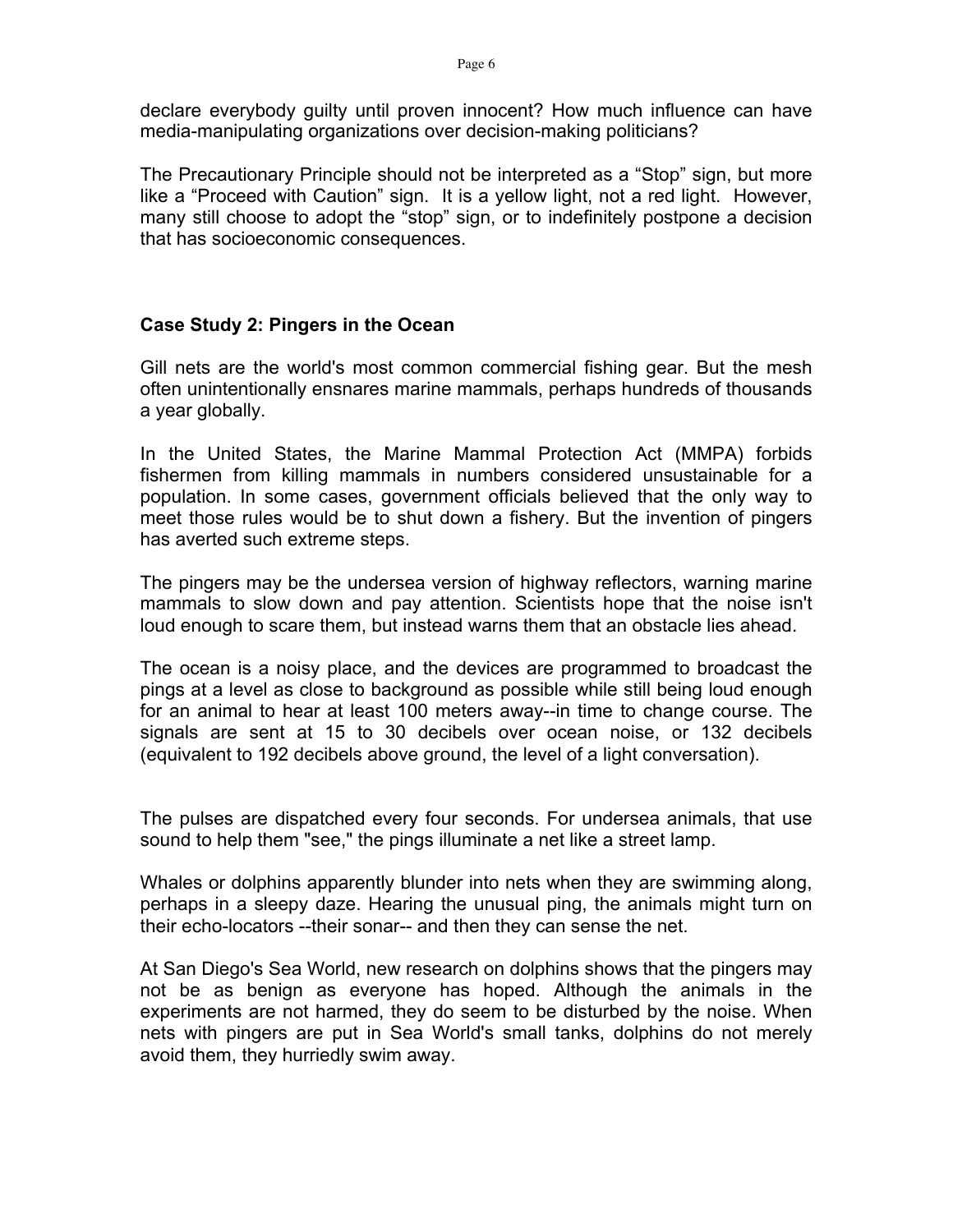declare everybody guilty until proven innocent? How much influence can have media-manipulating organizations over decision-making politicians?

The Precautionary Principle should not be interpreted as a "Stop" sign, but more like a "Proceed with Caution" sign. It is a yellow light, not a red light. However, many still choose to adopt the "stop" sign, or to indefinitely postpone a decision that has socioeconomic consequences.

## Case Study 2: Pingers in the Ocean

Gill nets are the world's most common commercial fishing gear. But the mesh often unintentionally ensnares marine mammals, perhaps hundreds of thousands a year globally.

In the United States, the Marine Mammal Protection Act (MMPA) forbids fishermen from killing mammals in numbers considered unsustainable for a population. In some cases, government officials believed that the only way to meet those rules would be to shut down a fishery. But the invention of pingers has averted such extreme steps.

The pingers may be the undersea version of highway reflectors, warning marine mammals to slow down and pay attention. Scientists hope that the noise isn't loud enough to scare them, but instead warns them that an obstacle lies ahead.

The ocean is a noisy place, and the devices are programmed to broadcast the pings at a level as close to background as possible while still being loud enough for an animal to hear at least 100 meters away--in time to change course. The signals are sent at 15 to 30 decibels over ocean noise, or 132 decibels (equivalent to 192 decibels above ground, the level of a light conversation).

The pulses are dispatched every four seconds. For undersea animals, that use sound to help them "see," the pings illuminate a net like a street lamp.

Whales or dolphins apparently blunder into nets when they are swimming along, perhaps in a sleepy daze. Hearing the unusual ping, the animals might turn on their echo-locators --their sonar-- and then they can sense the net.

At San Diego's Sea World, new research on dolphins shows that the pingers may not be as benign as everyone has hoped. Although the animals in the experiments are not harmed, they do seem to be disturbed by the noise. When nets with pingers are put in Sea World's small tanks, dolphins do not merely avoid them, they hurriedly swim away.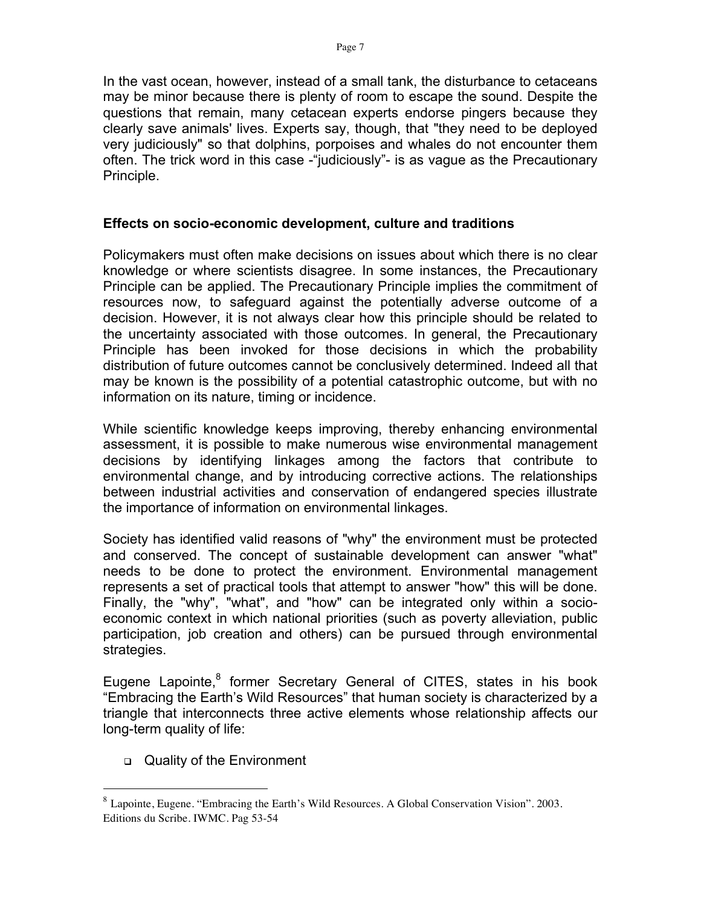In the vast ocean, however, instead of a small tank, the disturbance to cetaceans may be minor because there is plenty of room to escape the sound. Despite the questions that remain, many cetacean experts endorse pingers because they clearly save animals' lives. Experts say, though, that "they need to be deployed very judiciously" so that dolphins, porpoises and whales do not encounter them often. The trick word in this case -"judiciously"- is as vague as the Precautionary Principle.

## Effects on socio-economic development, culture and traditions

Policymakers must often make decisions on issues about which there is no clear knowledge or where scientists disagree. In some instances, the Precautionary Principle can be applied. The Precautionary Principle implies the commitment of resources now, to safeguard against the potentially adverse outcome of a decision. However, it is not always clear how this principle should be related to the uncertainty associated with those outcomes. In general, the Precautionary Principle has been invoked for those decisions in which the probability distribution of future outcomes cannot be conclusively determined. Indeed all that may be known is the possibility of a potential catastrophic outcome, but with no information on its nature, timing or incidence.

While scientific knowledge keeps improving, thereby enhancing environmental assessment, it is possible to make numerous wise environmental management decisions by identifying linkages among the factors that contribute to environmental change, and by introducing corrective actions. The relationships between industrial activities and conservation of endangered species illustrate the importance of information on environmental linkages.

Society has identified valid reasons of "why" the environment must be protected and conserved. The concept of sustainable development can answer "what" needs to be done to protect the environment. Environmental management represents a set of practical tools that attempt to answer "how" this will be done. Finally, the "why", "what", and "how" can be integrated only within a socio-economic context in which national priorities (such as poverty alleviation, public participation, job creation and others) can be pursued through environmental strategies.

Eugene Lapointe,[8] former Secretary General of CITES, states in his book "Embracing the Earth's Wild Resources" that human society is characterized by a triangle that interconnects three active elements whose relationship affects our long-term quality of life:

- Quality of the Environment

[8] Lapointe, Eugene. "Embracing the Earth's Wild Resources. A Global Conservation Vision". 2003. Editions du Scribe. IWMC. Pag 53-54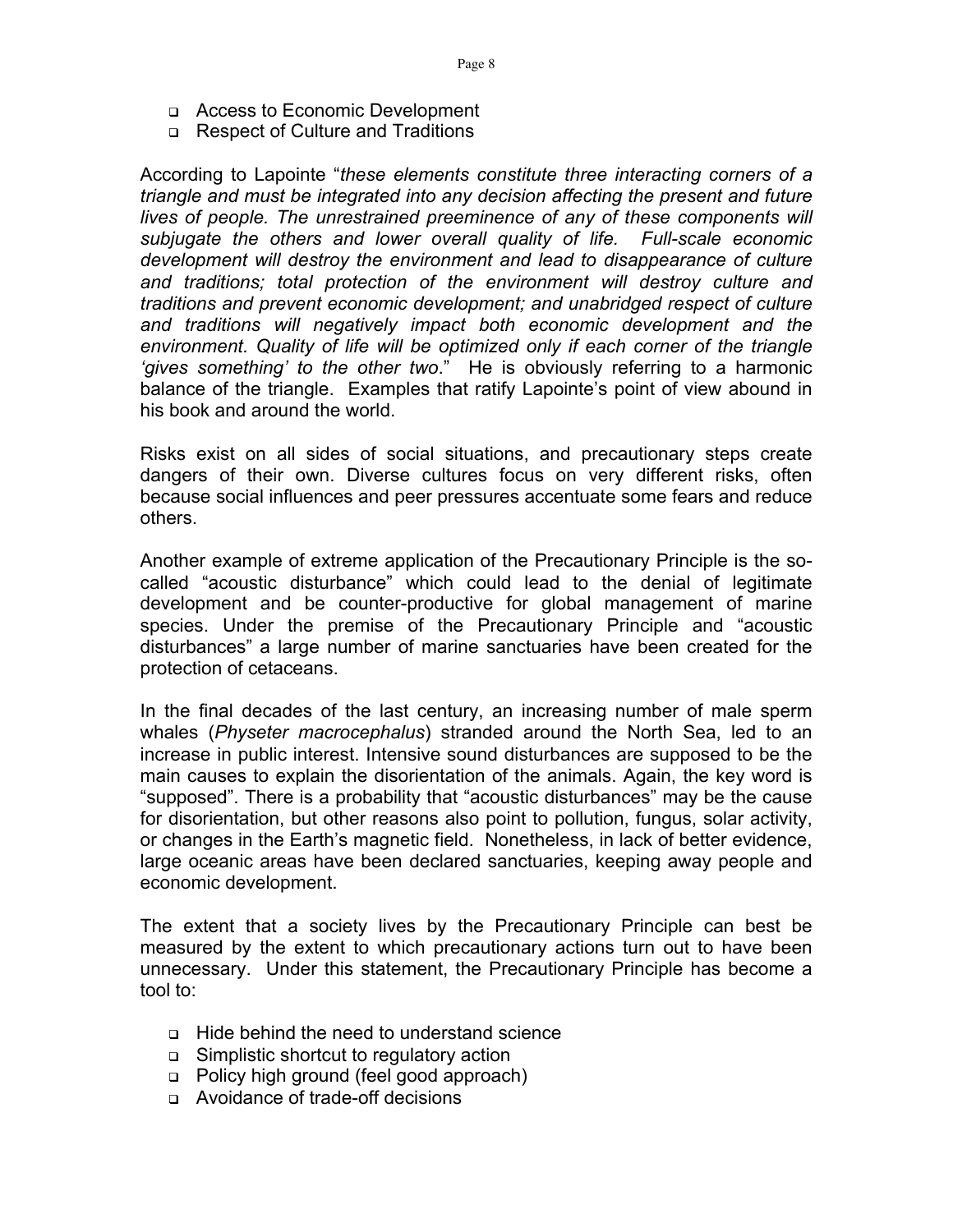- Access to Economic Development
- Respect of Culture and Traditions

According to Lapointe "*these elements constitute three interacting corners of a triangle and must be integrated into any decision affecting the present and future lives of people. The unrestrained preeminence of any of these components will subjugate the others and lower overall quality of life. Full-scale economic development will destroy the environment and lead to disappearance of culture and traditions; total protection of the environment will destroy culture and traditions and prevent economic development; and unabridged respect of culture and traditions will negatively impact both economic development and the environment. Quality of life will be optimized only if each corner of the triangle 'gives something' to the other two*." He is obviously referring to a harmonic balance of the triangle. Examples that ratify Lapointe's point of view abound in his book and around the world.

Risks exist on all sides of social situations, and precautionary steps create dangers of their own. Diverse cultures focus on very different risks, often because social influences and peer pressures accentuate some fears and reduce others.

Another example of extreme application of the Precautionary Principle is the so-called "acoustic disturbance" which could lead to the denial of legitimate development and be counter-productive for global management of marine species. Under the premise of the Precautionary Principle and "acoustic disturbances" a large number of marine sanctuaries have been created for the protection of cetaceans.

In the final decades of the last century, an increasing number of male sperm whales (*Physeter macrocephalus*) stranded around the North Sea, led to an increase in public interest. Intensive sound disturbances are supposed to be the main causes to explain the disorientation of the animals. Again, the key word is "supposed". There is a probability that "acoustic disturbances" may be the cause for disorientation, but other reasons also point to pollution, fungus, solar activity, or changes in the Earth's magnetic field. Nonetheless, in lack of better evidence, large oceanic areas have been declared sanctuaries, keeping away people and economic development.

The extent that a society lives by the Precautionary Principle can best be measured by the extent to which precautionary actions turn out to have been unnecessary. Under this statement, the Precautionary Principle has become a tool to:

- Hide behind the need to understand science
- Simplistic shortcut to regulatory action
- Policy high ground (feel good approach)
- Avoidance of trade-off decisions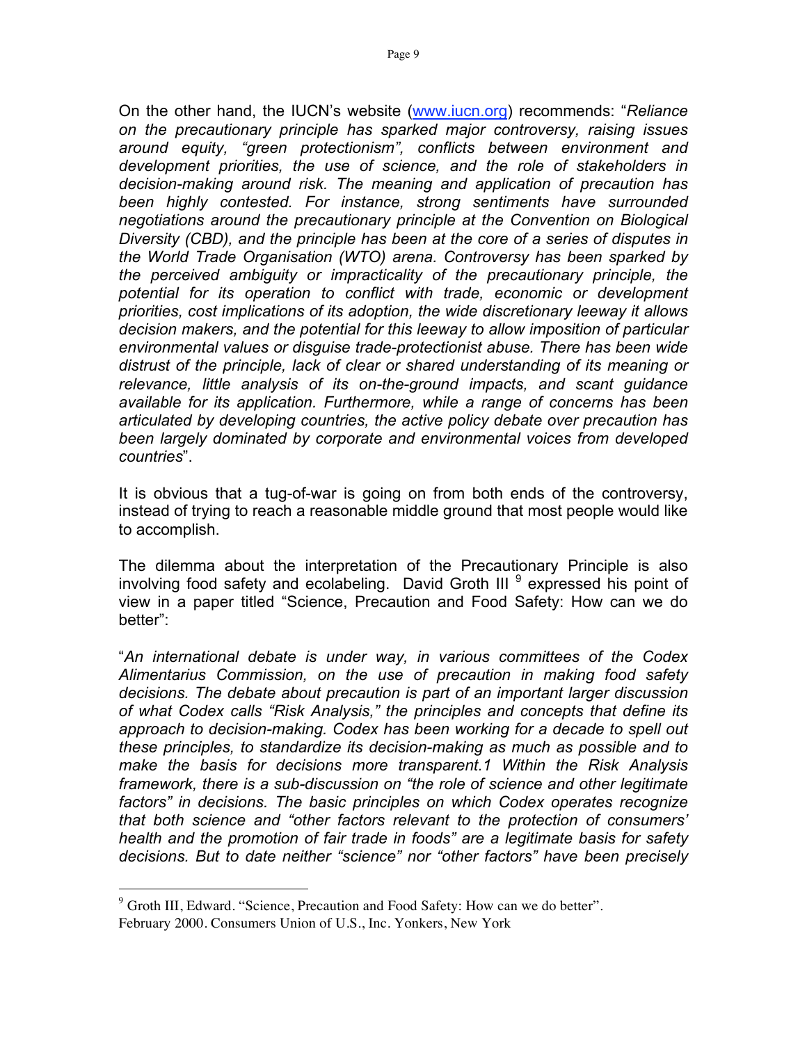On the other hand, the IUCN's website ([www.iucn.org](www.iucn.org)) recommends: "*Reliance on the precautionary principle has sparked major controversy, raising issues around equity, "green protectionism", conflicts between environment and development priorities, the use of science, and the role of stakeholders in decision-making around risk. The meaning and application of precaution has been highly contested. For instance, strong sentiments have surrounded negotiations around the precautionary principle at the Convention on Biological Diversity (CBD), and the principle has been at the core of a series of disputes in the World Trade Organisation (WTO) arena. Controversy has been sparked by the perceived ambiguity or impracticality of the precautionary principle, the potential for its operation to conflict with trade, economic or development priorities, cost implications of its adoption, the wide discretionary leeway it allows decision makers, and the potential for this leeway to allow imposition of particular environmental values or disguise trade-protectionist abuse. There has been wide distrust of the principle, lack of clear or shared understanding of its meaning or relevance, little analysis of its on-the-ground impacts, and scant guidance available for its application. Furthermore, while a range of concerns has been articulated by developing countries, the active policy debate over precaution has been largely dominated by corporate and environmental voices from developed countries*".

It is obvious that a tug-of-war is going on from both ends of the controversy, instead of trying to reach a reasonable middle ground that most people would like to accomplish.

The dilemma about the interpretation of the Precautionary Principle is also involving food safety and ecolabeling. David Groth III [9] expressed his point of view in a paper titled "Science, Precaution and Food Safety: How can we do better":

"*An international debate is under way, in various committees of the Codex Alimentarius Commission, on the use of precaution in making food safety decisions. The debate about precaution is part of an important larger discussion of what Codex calls "Risk Analysis," the principles and concepts that define its approach to decision-making. Codex has been working for a decade to spell out these principles, to standardize its decision-making as much as possible and to make the basis for decisions more transparent.1 Within the Risk Analysis framework, there is a sub-discussion on "the role of science and other legitimate factors" in decisions. The basic principles on which Codex operates recognize that both science and "other factors relevant to the protection of consumers' health and the promotion of fair trade in foods" are a legitimate basis for safety decisions. But to date neither "science" nor "other factors" have been precisely*

[9] Groth III, Edward. "Science, Precaution and Food Safety: How can we do better". February 2000. Consumers Union of U.S., Inc. Yonkers, New York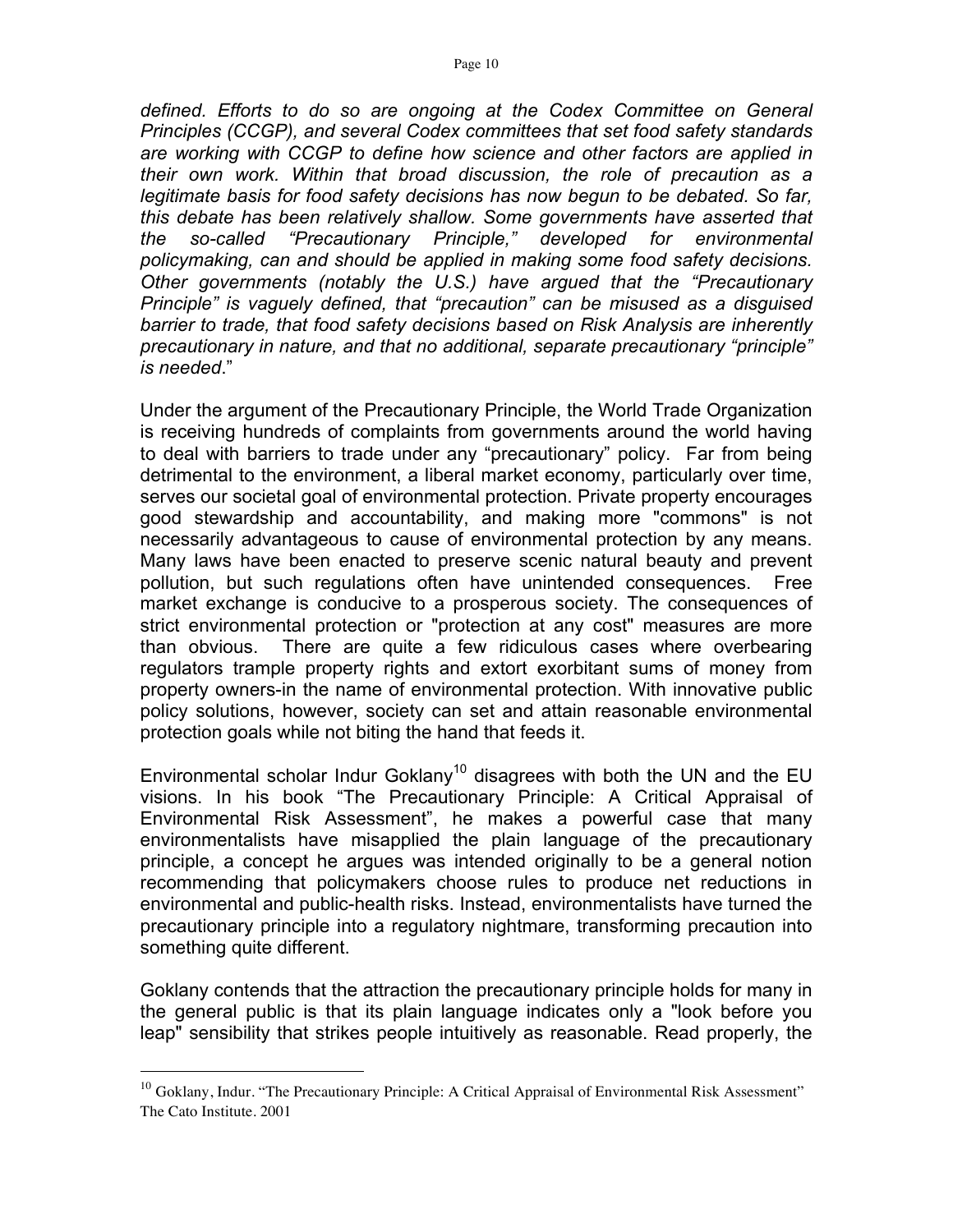*defined. Efforts to do so are ongoing at the Codex Committee on General Principles (CCGP), and several Codex committees that set food safety standards are working with CCGP to define how science and other factors are applied in their own work. Within that broad discussion, the role of precaution as a legitimate basis for food safety decisions has now begun to be debated. So far, this debate has been relatively shallow. Some governments have asserted that the so-called "Precautionary Principle," developed for environmental policymaking, can and should be applied in making some food safety decisions. Other governments (notably the U.S.) have argued that the "Precautionary Principle" is vaguely defined, that "precaution" can be misused as a disguised barrier to trade, that food safety decisions based on Risk Analysis are inherently precautionary in nature, and that no additional, separate precautionary "principle" is needed*."

Under the argument of the Precautionary Principle, the World Trade Organization is receiving hundreds of complaints from governments around the world having to deal with barriers to trade under any "precautionary" policy. Far from being detrimental to the environment, a liberal market economy, particularly over time, serves our societal goal of environmental protection. Private property encourages good stewardship and accountability, and making more "commons" is not necessarily advantageous to cause of environmental protection by any means. Many laws have been enacted to preserve scenic natural beauty and prevent pollution, but such regulations often have unintended consequences. Free market exchange is conducive to a prosperous society. The consequences of strict environmental protection or "protection at any cost" measures are more than obvious. There are quite a few ridiculous cases where overbearing regulators trample property rights and extort exorbitant sums of money from property owners-in the name of environmental protection. With innovative public policy solutions, however, society can set and attain reasonable environmental protection goals while not biting the hand that feeds it.

Environmental scholar Indur Goklany[10] disagrees with both the UN and the EU visions. In his book "The Precautionary Principle: A Critical Appraisal of Environmental Risk Assessment", he makes a powerful case that many environmentalists have misapplied the plain language of the precautionary principle, a concept he argues was intended originally to be a general notion recommending that policymakers choose rules to produce net reductions in environmental and public-health risks. Instead, environmentalists have turned the precautionary principle into a regulatory nightmare, transforming precaution into something quite different.

Goklany contends that the attraction the precautionary principle holds for many in the general public is that its plain language indicates only a "look before you leap" sensibility that strikes people intuitively as reasonable. Read properly, the

---

[10] Goklany, Indur. "The Precautionary Principle: A Critical Appraisal of Environmental Risk Assessment" The Cato Institute. 2001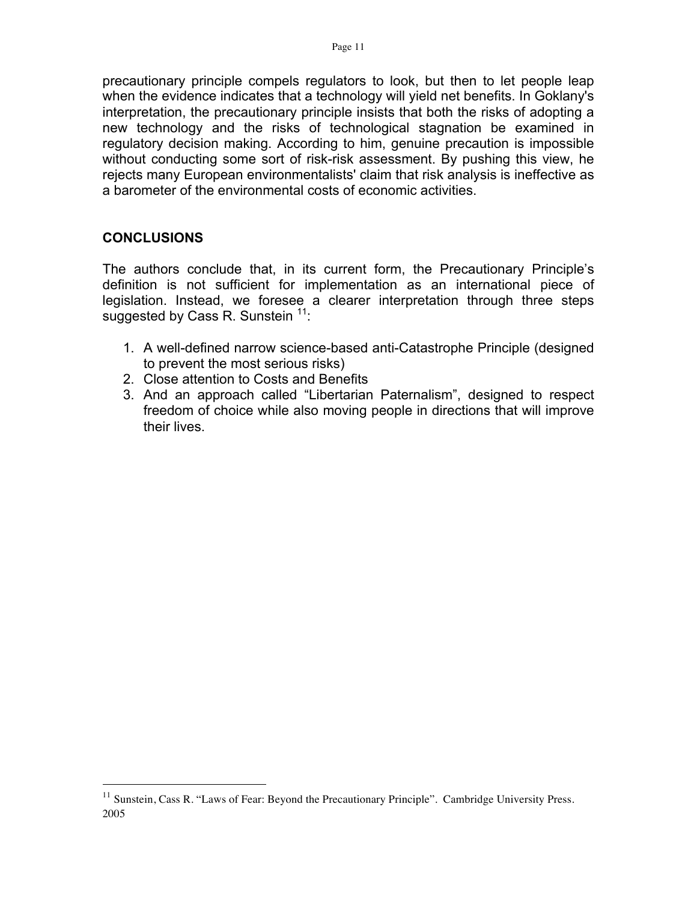precautionary principle compels regulators to look, but then to let people leap when the evidence indicates that a technology will yield net benefits. In Goklany's interpretation, the precautionary principle insists that both the risks of adopting a new technology and the risks of technological stagnation be examined in regulatory decision making. According to him, genuine precaution is impossible without conducting some sort of risk-risk assessment. By pushing this view, he rejects many European environmentalists' claim that risk analysis is ineffective as a barometer of the environmental costs of economic activities.

## CONCLUSIONS

The authors conclude that, in its current form, the Precautionary Principle's definition is not sufficient for implementation as an international piece of legislation. Instead, we foresee a clearer interpretation through three steps suggested by Cass R. Sunstein [11]:

1. A well-defined narrow science-based anti-Catastrophe Principle (designed to prevent the most serious risks)
2. Close attention to Costs and Benefits
3. And an approach called "Libertarian Paternalism", designed to respect freedom of choice while also moving people in directions that will improve their lives.

---

[11] Sunstein, Cass R. "Laws of Fear: Beyond the Precautionary Principle". Cambridge University Press. 2005